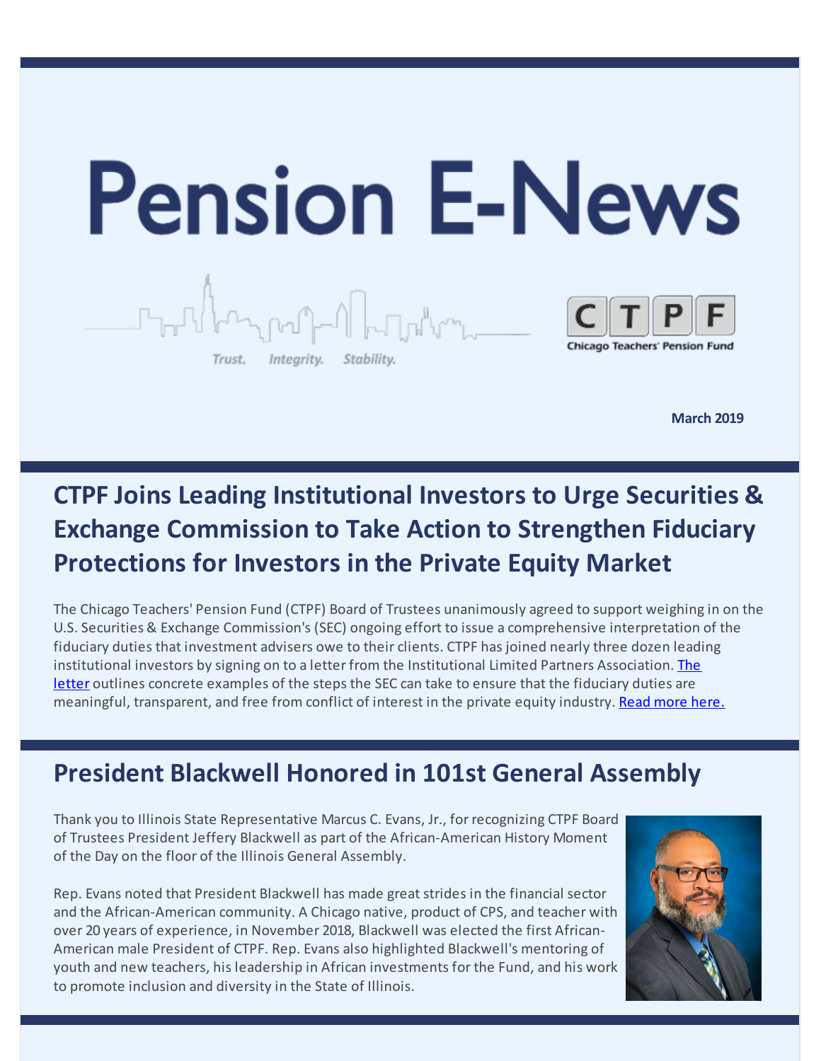# Pension E-News

Trust. Integrity. Stability.

CTPF
Chicago Teachers' Pension Fund

**March 2019**

## CTPF Joins Leading Institutional Investors to Urge Securities & Exchange Commission to Take Action to Strengthen Fiduciary Protections for Investors in the Private Equity Market

The Chicago Teachers' Pension Fund (CTPF) Board of Trustees unanimously agreed to support weighing in on the U.S. Securities & Exchange Commission's (SEC) ongoing effort to issue a comprehensive interpretation of the fiduciary duties that investment advisers owe to their clients. CTPF has joined nearly three dozen leading institutional investors by signing on to a letter from the Institutional Limited Partners Association. The letter outlines concrete examples of the steps the SEC can take to ensure that the fiduciary duties are meaningful, transparent, and free from conflict of interest in the private equity industry. Read more here.

## President Blackwell Honored in 101st General Assembly

Thank you to Illinois State Representative Marcus C. Evans, Jr., for recognizing CTPF Board of Trustees President Jeffery Blackwell as part of the African-American History Moment of the Day on the floor of the Illinois General Assembly.

Rep. Evans noted that President Blackwell has made great strides in the financial sector and the African-American community. A Chicago native, product of CPS, and teacher with over 20 years of experience, in November 2018, Blackwell was elected the first African-American male President of CTPF. Rep. Evans also highlighted Blackwell's mentoring of youth and new teachers, his leadership in African investments for the Fund, and his work to promote inclusion and diversity in the State of Illinois.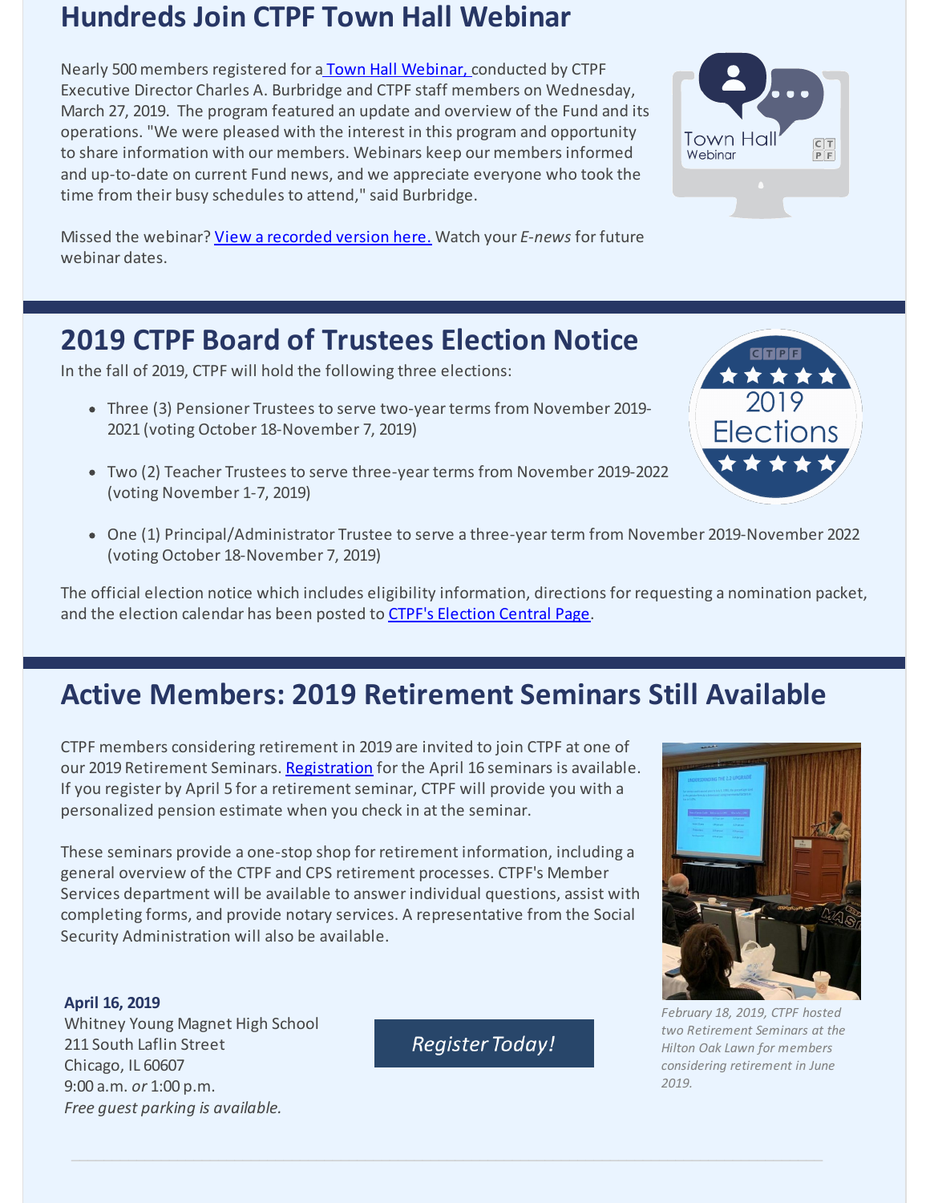## Hundreds Join CTPF Town Hall Webinar

Nearly 500 members registered for a Town Hall Webinar, conducted by CTPF Executive Director Charles A. Burbridge and CTPF staff members on Wednesday, March 27, 2019. The program featured an update and overview of the Fund and its operations. "We were pleased with the interest in this program and opportunity to share information with our members. Webinars keep our members informed and up-to-date on current Fund news, and we appreciate everyone who took the time from their busy schedules to attend," said Burbridge.

Missed the webinar? View a recorded version here. Watch your *E-news* for future webinar dates.

## 2019 CTPF Board of Trustees Election Notice

In the fall of 2019, CTPF will hold the following three elections:

- Three (3) Pensioner Trustees to serve two-year terms from November 2019-2021 (voting October 18-November 7, 2019)
- Two (2) Teacher Trustees to serve three-year terms from November 2019-2022 (voting November 1-7, 2019)
- One (1) Principal/Administrator Trustee to serve a three-year term from November 2019-November 2022 (voting October 18-November 7, 2019)

The official election notice which includes eligibility information, directions for requesting a nomination packet, and the election calendar has been posted to CTPF's Election Central Page.

## Active Members: 2019 Retirement Seminars Still Available

CTPF members considering retirement in 2019 are invited to join CTPF at one of our 2019 Retirement Seminars. Registration for the April 16 seminars is available. If you register by April 5 for a retirement seminar, CTPF will provide you with a personalized pension estimate when you check in at the seminar.

These seminars provide a one-stop shop for retirement information, including a general overview of the CTPF and CPS retirement processes. CTPF's Member Services department will be available to answer individual questions, assist with completing forms, and provide notary services. A representative from the Social Security Administration will also be available.

**April 16, 2019**
Whitney Young Magnet High School
211 South Laflin Street
Chicago, IL 60607
9:00 a.m. *or* 1:00 p.m.
*Free guest parking is available.*

*Register Today!*

*February 18, 2019, CTPF hosted two Retirement Seminars at the Hilton Oak Lawn for members considering retirement in June 2019.*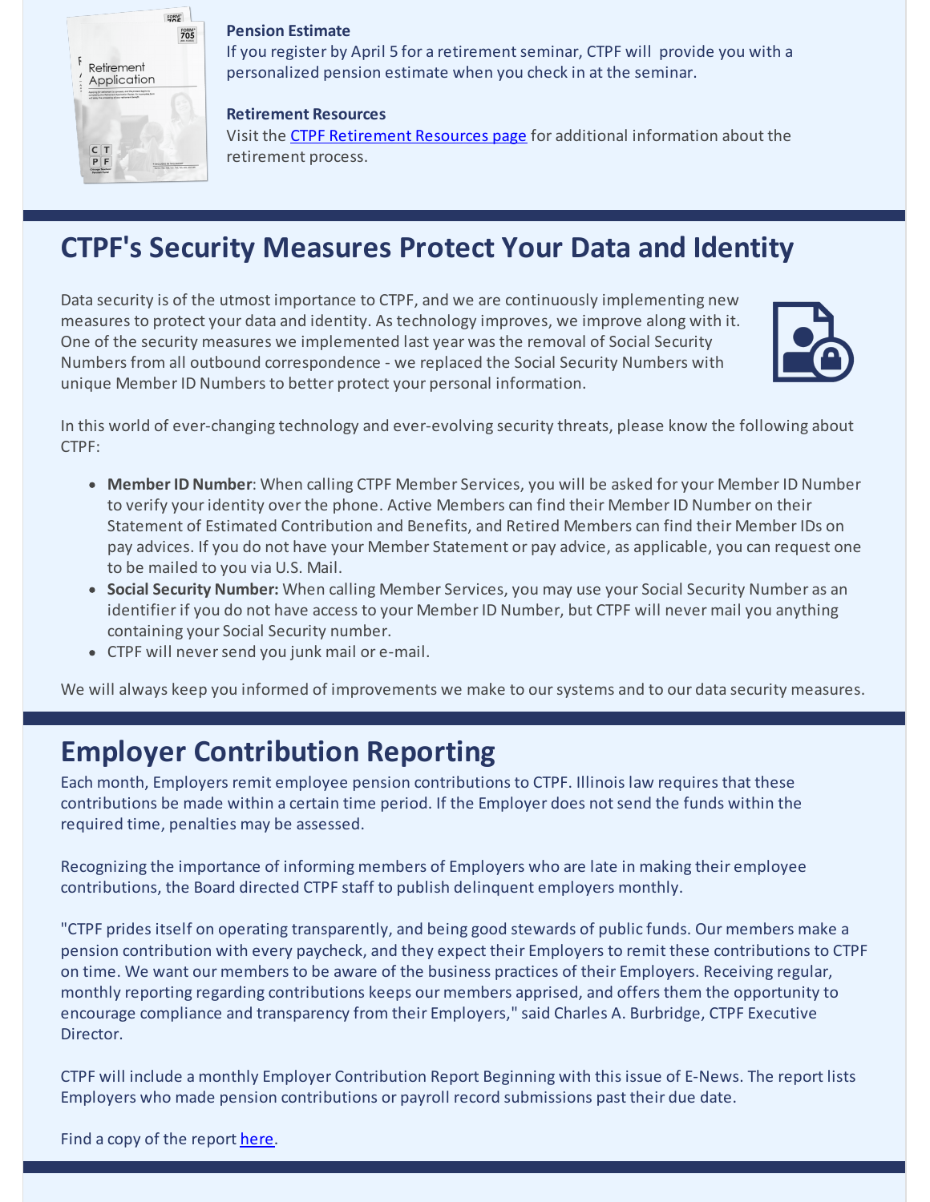**Pension Estimate**

If you register by April 5 for a retirement seminar, CTPF will provide you with a personalized pension estimate when you check in at the seminar.

**Retirement Resources**

Visit the CTPF Retirement Resources page for additional information about the retirement process.

## CTPF's Security Measures Protect Your Data and Identity

Data security is of the utmost importance to CTPF, and we are continuously implementing new measures to protect your data and identity. As technology improves, we improve along with it. One of the security measures we implemented last year was the removal of Social Security Numbers from all outbound correspondence - we replaced the Social Security Numbers with unique Member ID Numbers to better protect your personal information.

In this world of ever-changing technology and ever-evolving security threats, please know the following about CTPF:

- **Member ID Number**: When calling CTPF Member Services, you will be asked for your Member ID Number to verify your identity over the phone. Active Members can find their Member ID Number on their Statement of Estimated Contribution and Benefits, and Retired Members can find their Member IDs on pay advices. If you do not have your Member Statement or pay advice, as applicable, you can request one to be mailed to you via U.S. Mail.
- **Social Security Number:** When calling Member Services, you may use your Social Security Number as an identifier if you do not have access to your Member ID Number, but CTPF will never mail you anything containing your Social Security number.
- CTPF will never send you junk mail or e-mail.

We will always keep you informed of improvements we make to our systems and to our data security measures.

## Employer Contribution Reporting

Each month, Employers remit employee pension contributions to CTPF. Illinois law requires that these contributions be made within a certain time period. If the Employer does not send the funds within the required time, penalties may be assessed.

Recognizing the importance of informing members of Employers who are late in making their employee contributions, the Board directed CTPF staff to publish delinquent employers monthly.

"CTPF prides itself on operating transparently, and being good stewards of public funds. Our members make a pension contribution with every paycheck, and they expect their Employers to remit these contributions to CTPF on time. We want our members to be aware of the business practices of their Employers. Receiving regular, monthly reporting regarding contributions keeps our members apprised, and offers them the opportunity to encourage compliance and transparency from their Employers," said Charles A. Burbridge, CTPF Executive Director.

CTPF will include a monthly Employer Contribution Report Beginning with this issue of E-News. The report lists Employers who made pension contributions or payroll record submissions past their due date.

Find a copy of the report here.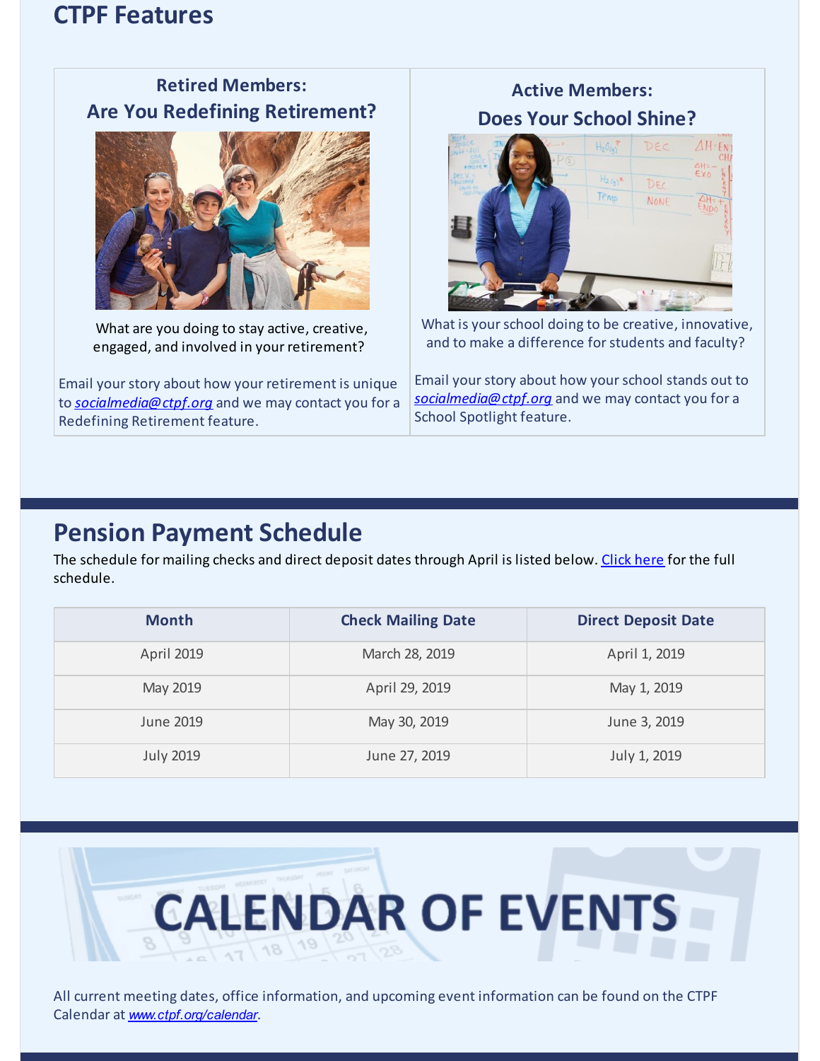## CTPF Features

### Retired Members: Are You Redefining Retirement?

What are you doing to stay active, creative, engaged, and involved in your retirement?

Email your story about how your retirement is unique to *socialmedia@ctpf.org* and we may contact you for a Redefining Retirement feature.

### Active Members: Does Your School Shine?

What is your school doing to be creative, innovative, and to make a difference for students and faculty?

Email your story about how your school stands out to *socialmedia@ctpf.org* and we may contact you for a School Spotlight feature.

## Pension Payment Schedule

The schedule for mailing checks and direct deposit dates through April is listed below. Click here for the full schedule.

| Month | Check Mailing Date | Direct Deposit Date |
| --- | --- | --- |
| April 2019 | March 28, 2019 | April 1, 2019 |
| May 2019 | April 29, 2019 | May 1, 2019 |
| June 2019 | May 30, 2019 | June 3, 2019 |
| July 2019 | June 27, 2019 | July 1, 2019 |

## CALENDAR OF EVENTS

All current meeting dates, office information, and upcoming event information can be found on the CTPF Calendar at *www.ctpf.org/calendar*.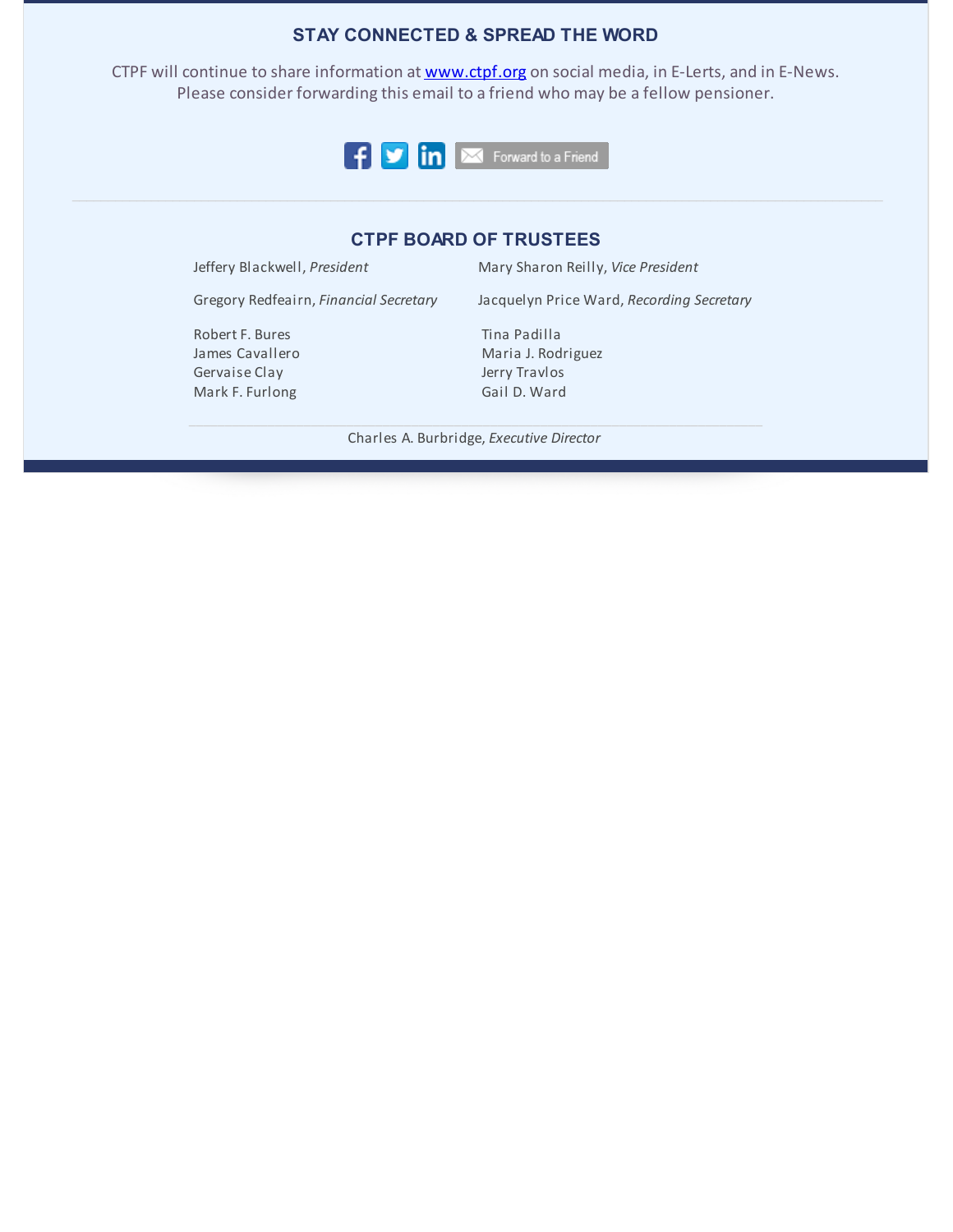## STAY CONNECTED & SPREAD THE WORD

CTPF will continue to share information at www.ctpf.org on social media, in E-Lerts, and in E-News. Please consider forwarding this email to a friend who may be a fellow pensioner.

Forward to a Friend

## CTPF BOARD OF TRUSTEES

Jeffery Blackwell, *President*

Mary Sharon Reilly, *Vice President*

Gregory Redfeairn, *Financial Secretary*

Jacquelyn Price Ward, *Recording Secretary*

Robert F. Bures
James Cavallero
Gervaise Clay
Mark F. Furlong

Tina Padilla
Maria J. Rodriguez
Jerry Travlos
Gail D. Ward

Charles A. Burbridge, *Executive Director*